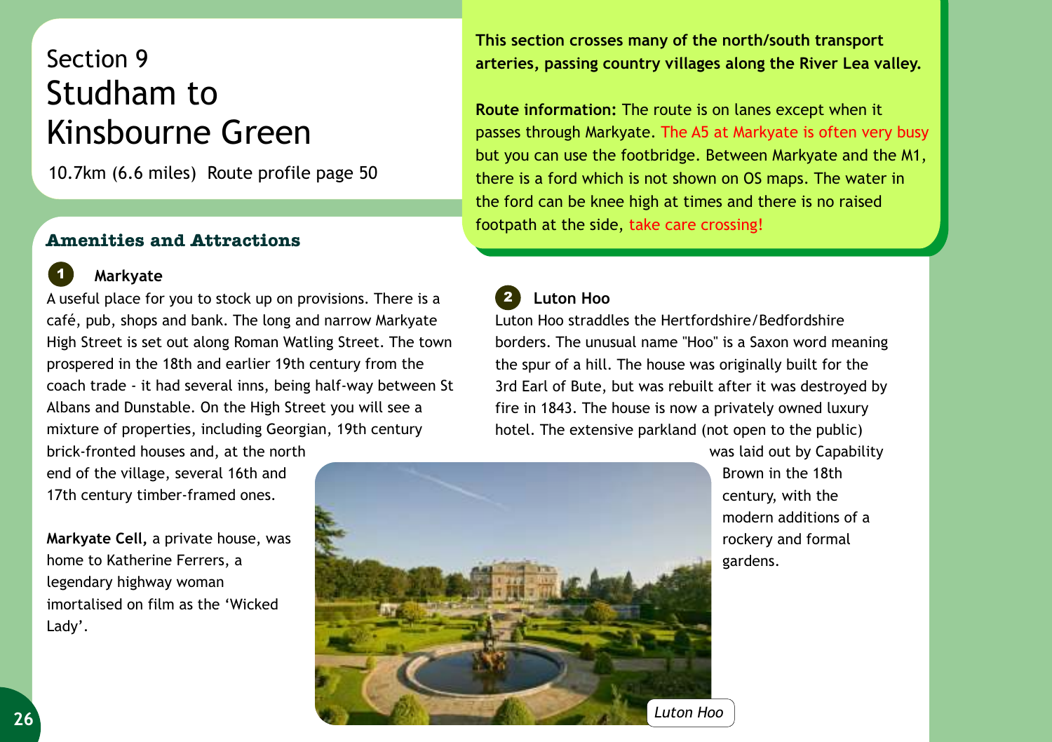# Section 9
# Studham to Kinsbourne Green

10.7km (6.6 miles)  Route profile page 50

**This section crosses many of the north/south transport arteries, passing country villages along the River Lea valley.**

**Route information:** The route is on lanes except when it passes through Markyate. The A5 at Markyate is often very busy but you can use the footbridge. Between Markyate and the M1, there is a ford which is not shown on OS maps. The water in the ford can be knee high at times and there is no raised footpath at the side, take care crossing!

## Amenities and Attractions

### 1 Markyate

A useful place for you to stock up on provisions. There is a café, pub, shops and bank. The long and narrow Markyate High Street is set out along Roman Watling Street. The town prospered in the 18th and earlier 19th century from the coach trade - it had several inns, being half-way between St Albans and Dunstable. On the High Street you will see a mixture of properties, including Georgian, 19th century brick-fronted houses and, at the north end of the village, several 16th and 17th century timber-framed ones.

**Markyate Cell,** a private house, was home to Katherine Ferrers, a legendary highway woman imortalised on film as the 'Wicked Lady'.

### 2 Luton Hoo

Luton Hoo straddles the Hertfordshire/Bedfordshire borders. The unusual name "Hoo" is a Saxon word meaning the spur of a hill. The house was originally built for the 3rd Earl of Bute, but was rebuilt after it was destroyed by fire in 1843. The house is now a privately owned luxury hotel. The extensive parkland (not open to the public) was laid out by Capability Brown in the 18th century, with the modern additions of a rockery and formal gardens.

*Luton Hoo*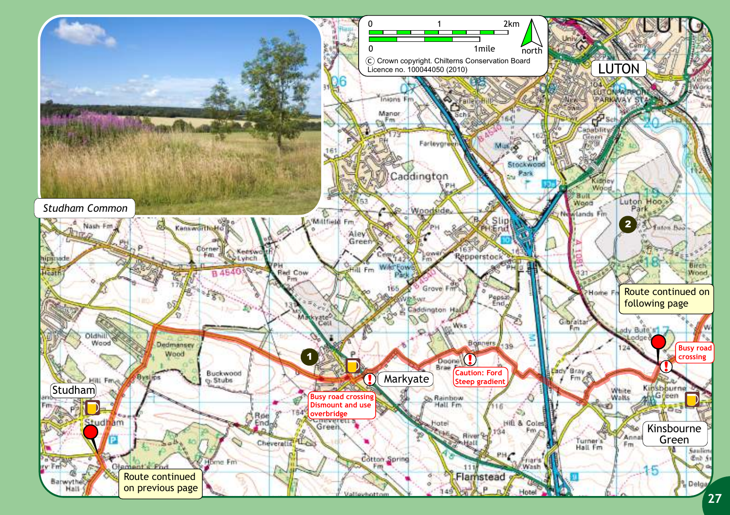Studham Common

0 1 2km

0 1mile

north

© Crown copyright. Chilterns Conservation Board Licence no. 100044050 (2010)

LUTON

Studham

Markyate

Kinsbourne Green

Route continued on following page

Route continued on previous page

Busy road crossing Dismount and use overbridge

Caution: Ford Steep gradient

Busy road crossing